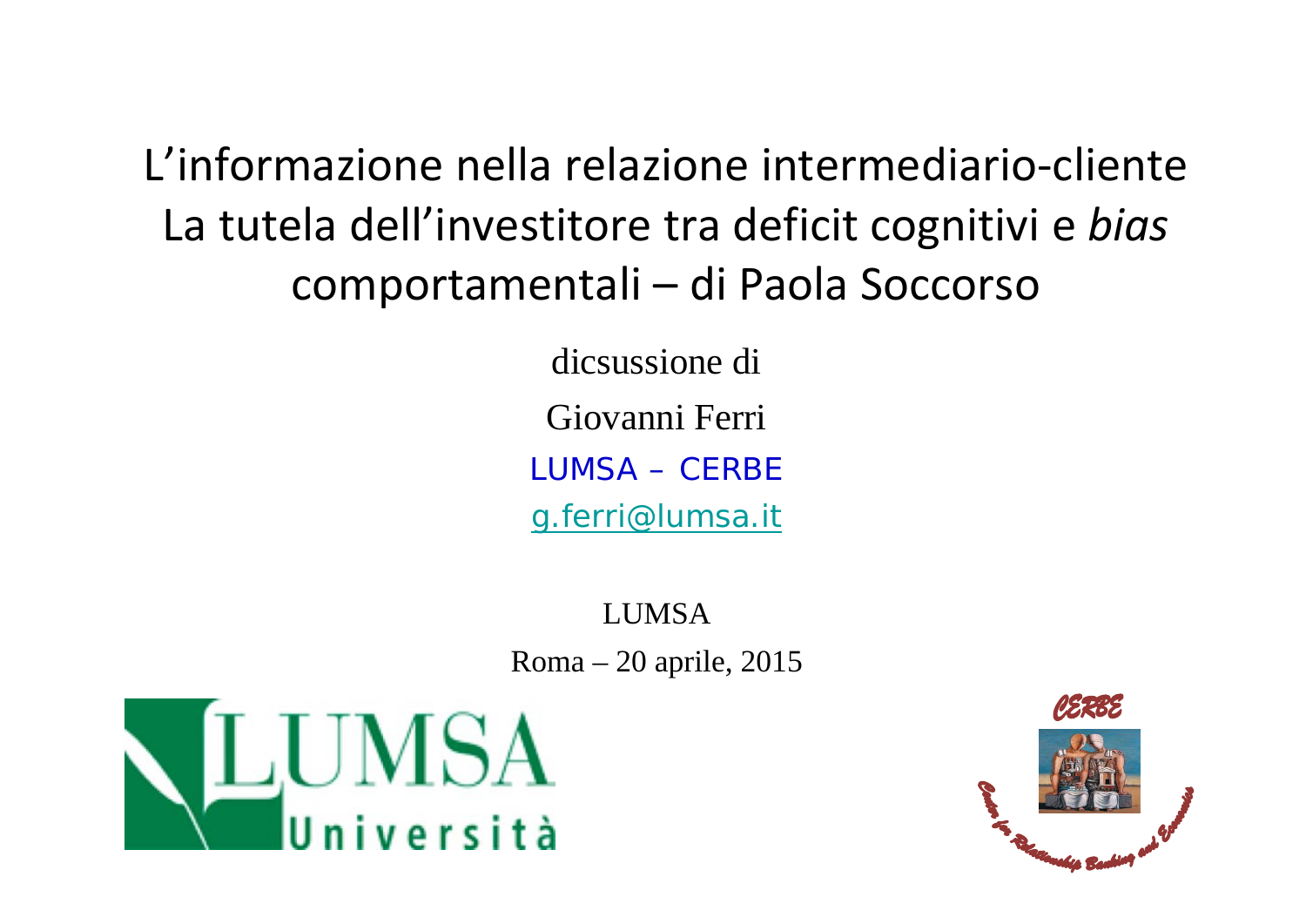# L'informazione nella relazione intermediario-cliente La tutela dell'investitore tra deficit cognitivi e *bias* comportamentali – di Paola Soccorso

dicsussione di

Giovanni Ferri

LUMSA – CERBE

g.ferri@lumsa.it

LUMSA

Roma – 20 aprile, 2015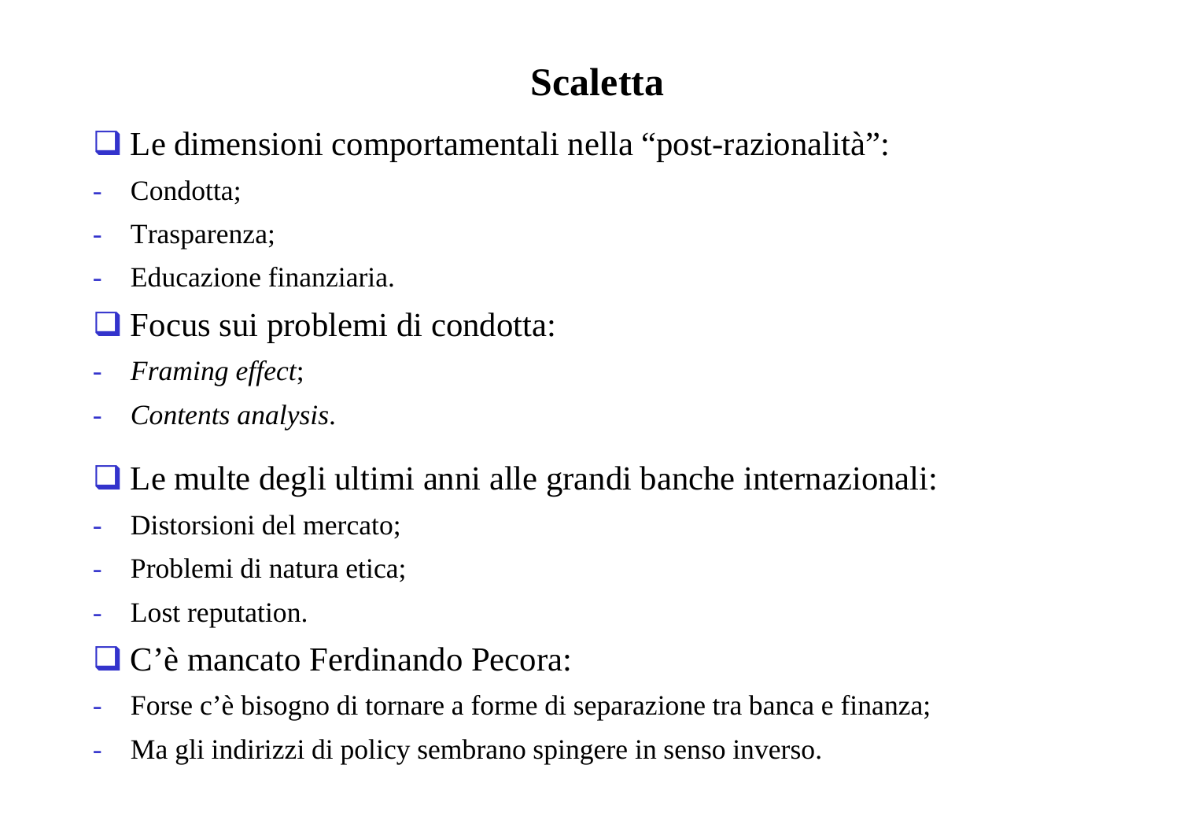# Scaletta

- Le dimensioni comportamentali nella “post-razionalità”:
  - Condotta;
  - Trasparenza;
  - Educazione finanziaria.
- Focus sui problemi di condotta:
  - *Framing effect*;
  - *Contents analysis*.
- Le multe degli ultimi anni alle grandi banche internazionali:
  - Distorsioni del mercato;
  - Problemi di natura etica;
  - Lost reputation.
- C’è mancato Ferdinando Pecora:
  - Forse c’è bisogno di tornare a forme di separazione tra banca e finanza;
  - Ma gli indirizzi di policy sembrano spingere in senso inverso.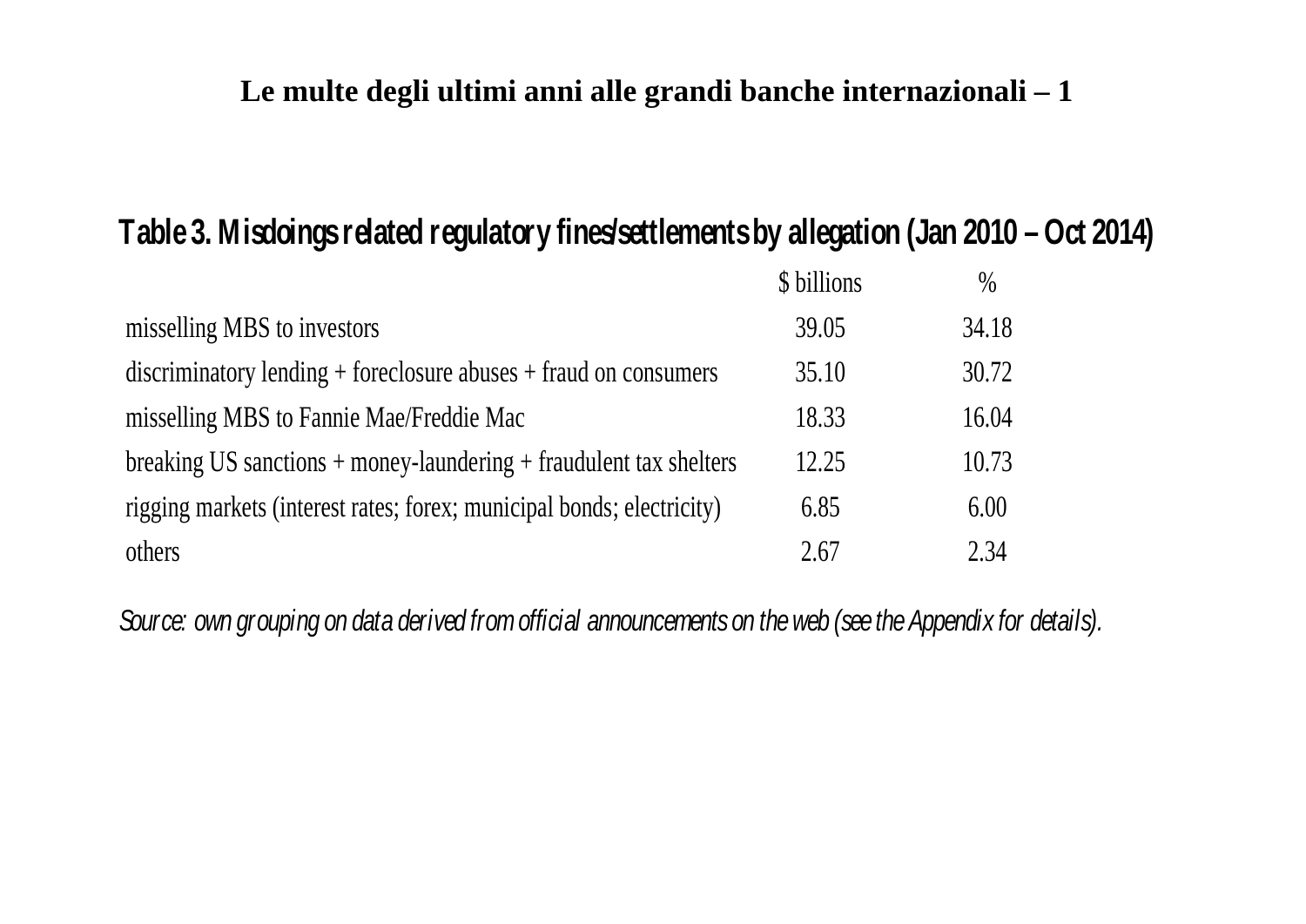# Le multe degli ultimi anni alle grandi banche internazionali – 1

## Table 3. Misdoings related regulatory fines/settlements by allegation (Jan 2010 – Oct 2014)

| | $ billions | % |
|---|---|---|
| misselling MBS to investors | 39.05 | 34.18 |
| discriminatory lending + foreclosure abuses + fraud on consumers | 35.10 | 30.72 |
| misselling MBS to Fannie Mae/Freddie Mac | 18.33 | 16.04 |
| breaking US sanctions + money-laundering + fraudulent tax shelters | 12.25 | 10.73 |
| rigging markets (interest rates; forex; municipal bonds; electricity) | 6.85 | 6.00 |
| others | 2.67 | 2.34 |

*Source: own grouping on data derived from official announcements on the web (see the Appendix for details).*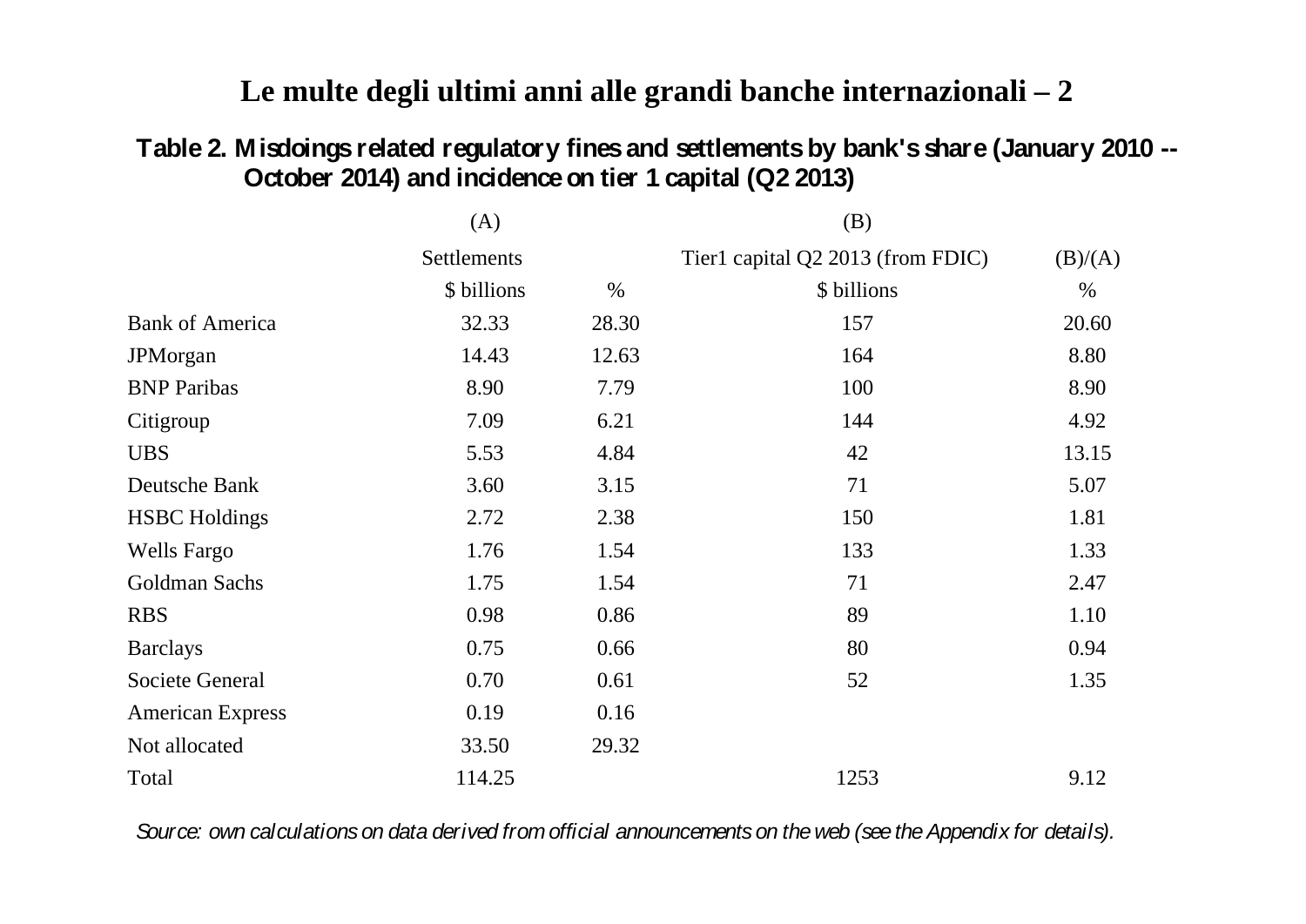# Le multe degli ultimi anni alle grandi banche internazionali – 2

**Table 2. Misdoings related regulatory fines and settlements by bank's share (January 2010 -- October 2014) and incidence on tier 1 capital (Q2 2013)**

| | (A) | | (B) | |
|---|---|---|---|---|
| | Settlements | | Tier1 capital Q2 2013 (from FDIC) | (B)/(A) |
| | $ billions | % | $ billions | % |
| Bank of America | 32.33 | 28.30 | 157 | 20.60 |
| JPMorgan | 14.43 | 12.63 | 164 | 8.80 |
| BNP Paribas | 8.90 | 7.79 | 100 | 8.90 |
| Citigroup | 7.09 | 6.21 | 144 | 4.92 |
| UBS | 5.53 | 4.84 | 42 | 13.15 |
| Deutsche Bank | 3.60 | 3.15 | 71 | 5.07 |
| HSBC Holdings | 2.72 | 2.38 | 150 | 1.81 |
| Wells Fargo | 1.76 | 1.54 | 133 | 1.33 |
| Goldman Sachs | 1.75 | 1.54 | 71 | 2.47 |
| RBS | 0.98 | 0.86 | 89 | 1.10 |
| Barclays | 0.75 | 0.66 | 80 | 0.94 |
| Societe General | 0.70 | 0.61 | 52 | 1.35 |
| American Express | 0.19 | 0.16 | | |
| Not allocated | 33.50 | 29.32 | | |
| Total | 114.25 | | 1253 | 9.12 |

*Source: own calculations on data derived from official announcements on the web (see the Appendix for details).*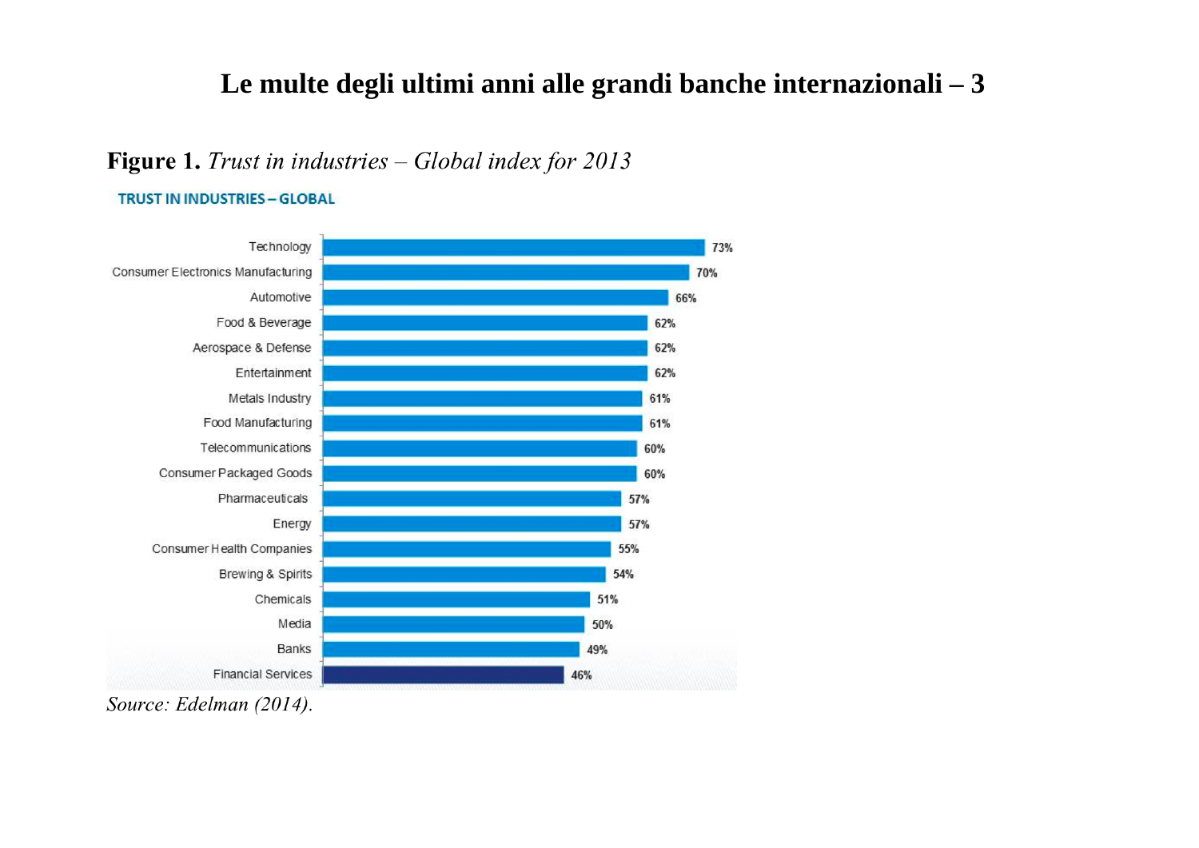# Le multe degli ultimi anni alle grandi banche internazionali – 3

**Figure 1.** *Trust in industries – Global index for 2013*

**TRUST IN INDUSTRIES – GLOBAL**

| Industry | Trust |
|---|---|
| Technology | 73% |
| Consumer Electronics Manufacturing | 70% |
| Automotive | 66% |
| Food & Beverage | 62% |
| Aerospace & Defense | 62% |
| Entertainment | 62% |
| Metals Industry | 61% |
| Food Manufacturing | 61% |
| Telecommunications | 60% |
| Consumer Packaged Goods | 60% |
| Pharmaceuticals | 57% |
| Energy | 57% |
| Consumer Health Companies | 55% |
| Brewing & Spirits | 54% |
| Chemicals | 51% |
| Media | 50% |
| Banks | 49% |
| Financial Services | 46% |

*Source: Edelman (2014).*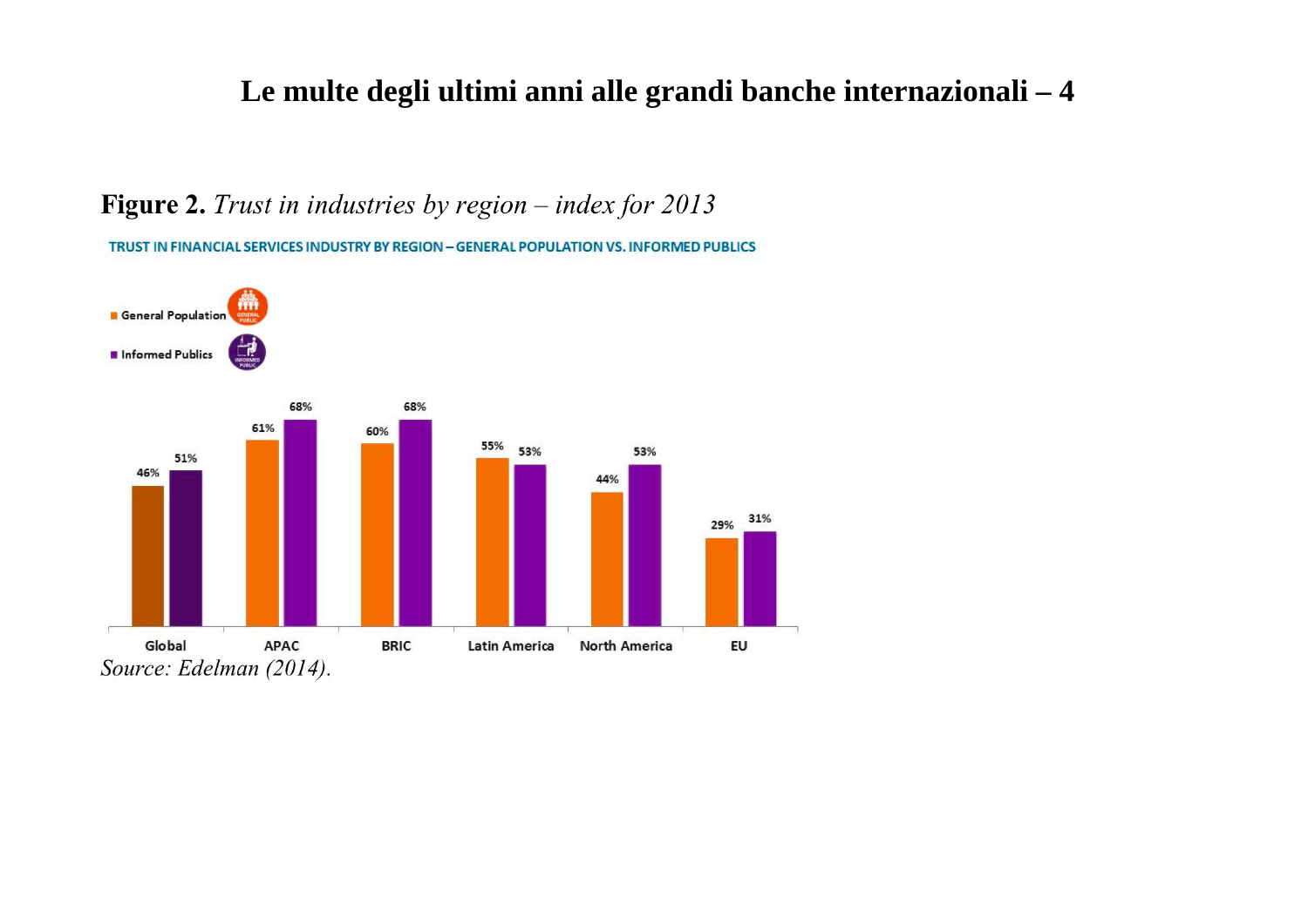# Le multe degli ultimi anni alle grandi banche internazionali – 4

**Figure 2.** *Trust in industries by region – index for 2013*

TRUST IN FINANCIAL SERVICES INDUSTRY BY REGION – GENERAL POPULATION VS. INFORMED PUBLICS

General Population

Informed Publics

Global: 46% 51%

APAC: 61% 68%

BRIC: 60% 68%

Latin America: 55% 53%

North America: 44% 53%

EU: 29% 31%

*Source: Edelman (2014).*